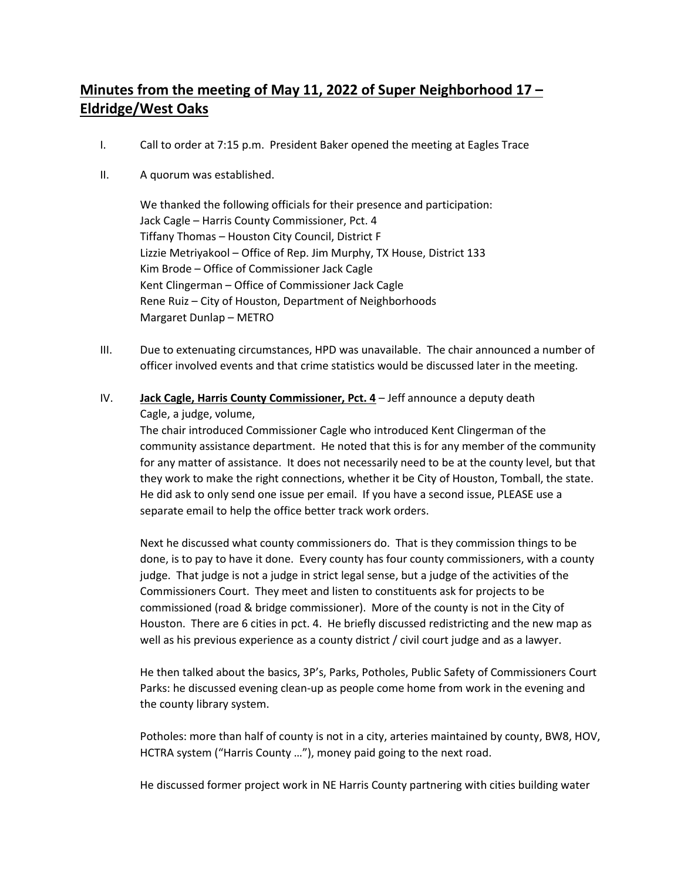# Minutes from the meeting of May 11, 2022 of Super Neighborhood 17 – Eldridge/West Oaks

I. Call to order at 7:15 p.m. President Baker opened the meeting at Eagles Trace

II. A quorum was established.

We thanked the following officials for their presence and participation:
Jack Cagle – Harris County Commissioner, Pct. 4
Tiffany Thomas – Houston City Council, District F
Lizzie Metriyakool – Office of Rep. Jim Murphy, TX House, District 133
Kim Brode – Office of Commissioner Jack Cagle
Kent Clingerman – Office of Commissioner Jack Cagle
Rene Ruiz – City of Houston, Department of Neighborhoods
Margaret Dunlap – METRO

III. Due to extenuating circumstances, HPD was unavailable. The chair announced a number of officer involved events and that crime statistics would be discussed later in the meeting.

IV. **Jack Cagle, Harris County Commissioner, Pct. 4** – Jeff announce a deputy death
Cagle, a judge, volume,
The chair introduced Commissioner Cagle who introduced Kent Clingerman of the community assistance department. He noted that this is for any member of the community for any matter of assistance. It does not necessarily need to be at the county level, but that they work to make the right connections, whether it be City of Houston, Tomball, the state. He did ask to only send one issue per email. If you have a second issue, PLEASE use a separate email to help the office better track work orders.

Next he discussed what county commissioners do. That is they commission things to be done, is to pay to have it done. Every county has four county commissioners, with a county judge. That judge is not a judge in strict legal sense, but a judge of the activities of the Commissioners Court. They meet and listen to constituents ask for projects to be commissioned (road & bridge commissioner). More of the county is not in the City of Houston. There are 6 cities in pct. 4. He briefly discussed redistricting and the new map as well as his previous experience as a county district / civil court judge and as a lawyer.

He then talked about the basics, 3P's, Parks, Potholes, Public Safety of Commissioners Court
Parks: he discussed evening clean-up as people come home from work in the evening and the county library system.

Potholes: more than half of county is not in a city, arteries maintained by county, BW8, HOV, HCTRA system ("Harris County …"), money paid going to the next road.

He discussed former project work in NE Harris County partnering with cities building water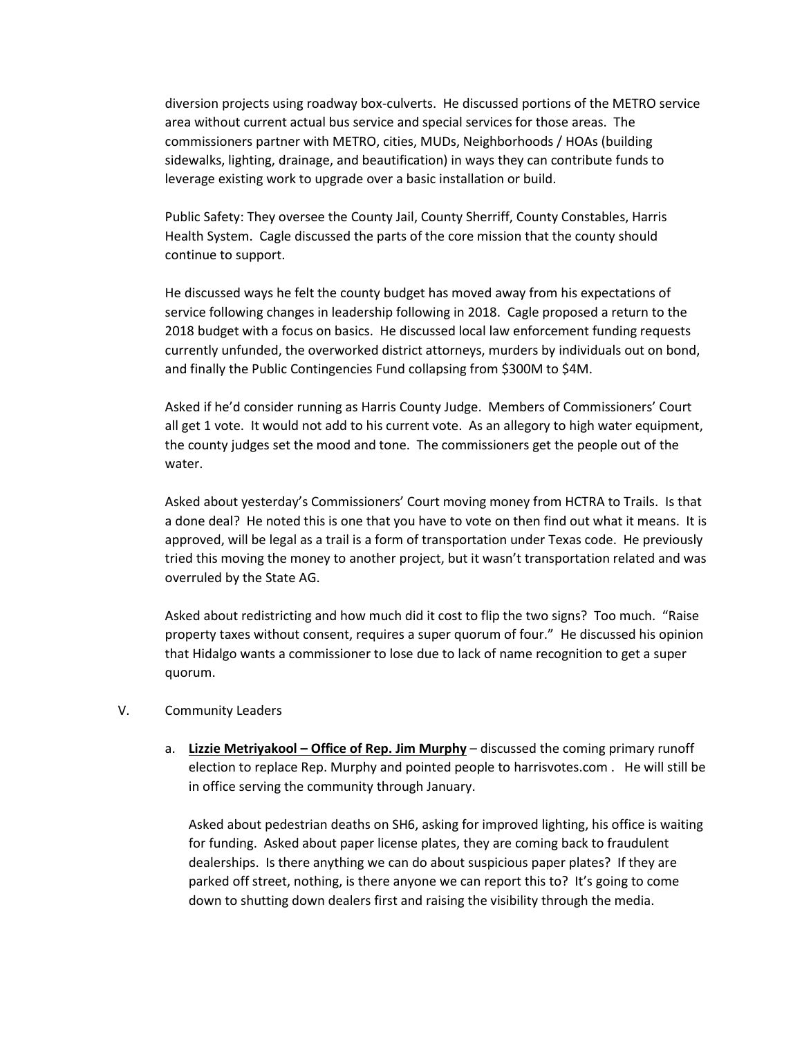diversion projects using roadway box-culverts. He discussed portions of the METRO service area without current actual bus service and special services for those areas. The commissioners partner with METRO, cities, MUDs, Neighborhoods / HOAs (building sidewalks, lighting, drainage, and beautification) in ways they can contribute funds to leverage existing work to upgrade over a basic installation or build.

Public Safety: They oversee the County Jail, County Sherriff, County Constables, Harris Health System. Cagle discussed the parts of the core mission that the county should continue to support.

He discussed ways he felt the county budget has moved away from his expectations of service following changes in leadership following in 2018. Cagle proposed a return to the 2018 budget with a focus on basics. He discussed local law enforcement funding requests currently unfunded, the overworked district attorneys, murders by individuals out on bond, and finally the Public Contingencies Fund collapsing from $300M to $4M.

Asked if he'd consider running as Harris County Judge. Members of Commissioners' Court all get 1 vote. It would not add to his current vote. As an allegory to high water equipment, the county judges set the mood and tone. The commissioners get the people out of the water.

Asked about yesterday's Commissioners' Court moving money from HCTRA to Trails. Is that a done deal? He noted this is one that you have to vote on then find out what it means. It is approved, will be legal as a trail is a form of transportation under Texas code. He previously tried this moving the money to another project, but it wasn't transportation related and was overruled by the State AG.

Asked about redistricting and how much did it cost to flip the two signs? Too much. "Raise property taxes without consent, requires a super quorum of four." He discussed his opinion that Hidalgo wants a commissioner to lose due to lack of name recognition to get a super quorum.

V. Community Leaders

a. **<u>Lizzie Metriyakool – Office of Rep. Jim Murphy</u>** – discussed the coming primary runoff election to replace Rep. Murphy and pointed people to harrisvotes.com . He will still be in office serving the community through January.

   Asked about pedestrian deaths on SH6, asking for improved lighting, his office is waiting for funding. Asked about paper license plates, they are coming back to fraudulent dealerships. Is there anything we can do about suspicious paper plates? If they are parked off street, nothing, is there anyone we can report this to? It's going to come down to shutting down dealers first and raising the visibility through the media.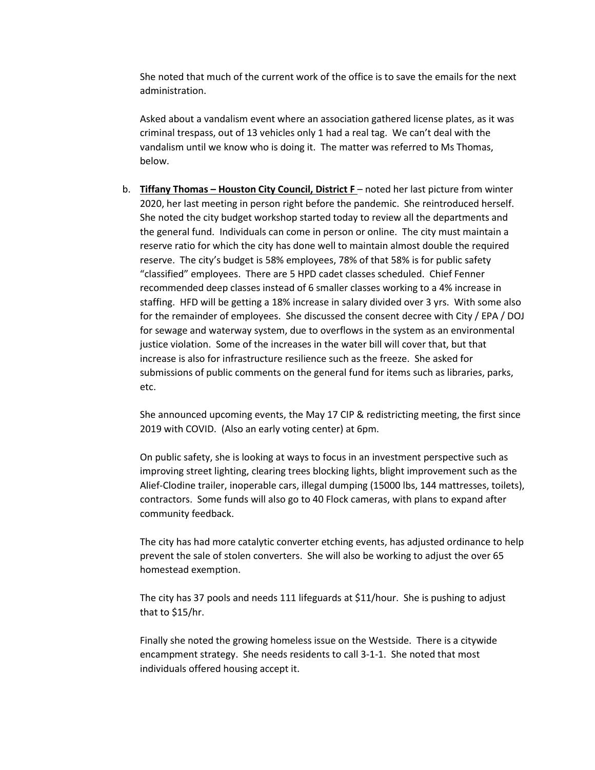She noted that much of the current work of the office is to save the emails for the next administration.

Asked about a vandalism event where an association gathered license plates, as it was criminal trespass, out of 13 vehicles only 1 had a real tag. We can't deal with the vandalism until we know who is doing it. The matter was referred to Ms Thomas, below.

b. **<u>Tiffany Thomas – Houston City Council, District F</u>** – noted her last picture from winter 2020, her last meeting in person right before the pandemic. She reintroduced herself. She noted the city budget workshop started today to review all the departments and the general fund. Individuals can come in person or online. The city must maintain a reserve ratio for which the city has done well to maintain almost double the required reserve. The city's budget is 58% employees, 78% of that 58% is for public safety "classified" employees. There are 5 HPD cadet classes scheduled. Chief Fenner recommended deep classes instead of 6 smaller classes working to a 4% increase in staffing. HFD will be getting a 18% increase in salary divided over 3 yrs. With some also for the remainder of employees. She discussed the consent decree with City / EPA / DOJ for sewage and waterway system, due to overflows in the system as an environmental justice violation. Some of the increases in the water bill will cover that, but that increase is also for infrastructure resilience such as the freeze. She asked for submissions of public comments on the general fund for items such as libraries, parks, etc.

   She announced upcoming events, the May 17 CIP & redistricting meeting, the first since 2019 with COVID. (Also an early voting center) at 6pm.

   On public safety, she is looking at ways to focus in an investment perspective such as improving street lighting, clearing trees blocking lights, blight improvement such as the Alief-Clodine trailer, inoperable cars, illegal dumping (15000 lbs, 144 mattresses, toilets), contractors. Some funds will also go to 40 Flock cameras, with plans to expand after community feedback.

   The city has had more catalytic converter etching events, has adjusted ordinance to help prevent the sale of stolen converters. She will also be working to adjust the over 65 homestead exemption.

   The city has 37 pools and needs 111 lifeguards at $11/hour. She is pushing to adjust that to $15/hr.

   Finally she noted the growing homeless issue on the Westside. There is a citywide encampment strategy. She needs residents to call 3-1-1. She noted that most individuals offered housing accept it.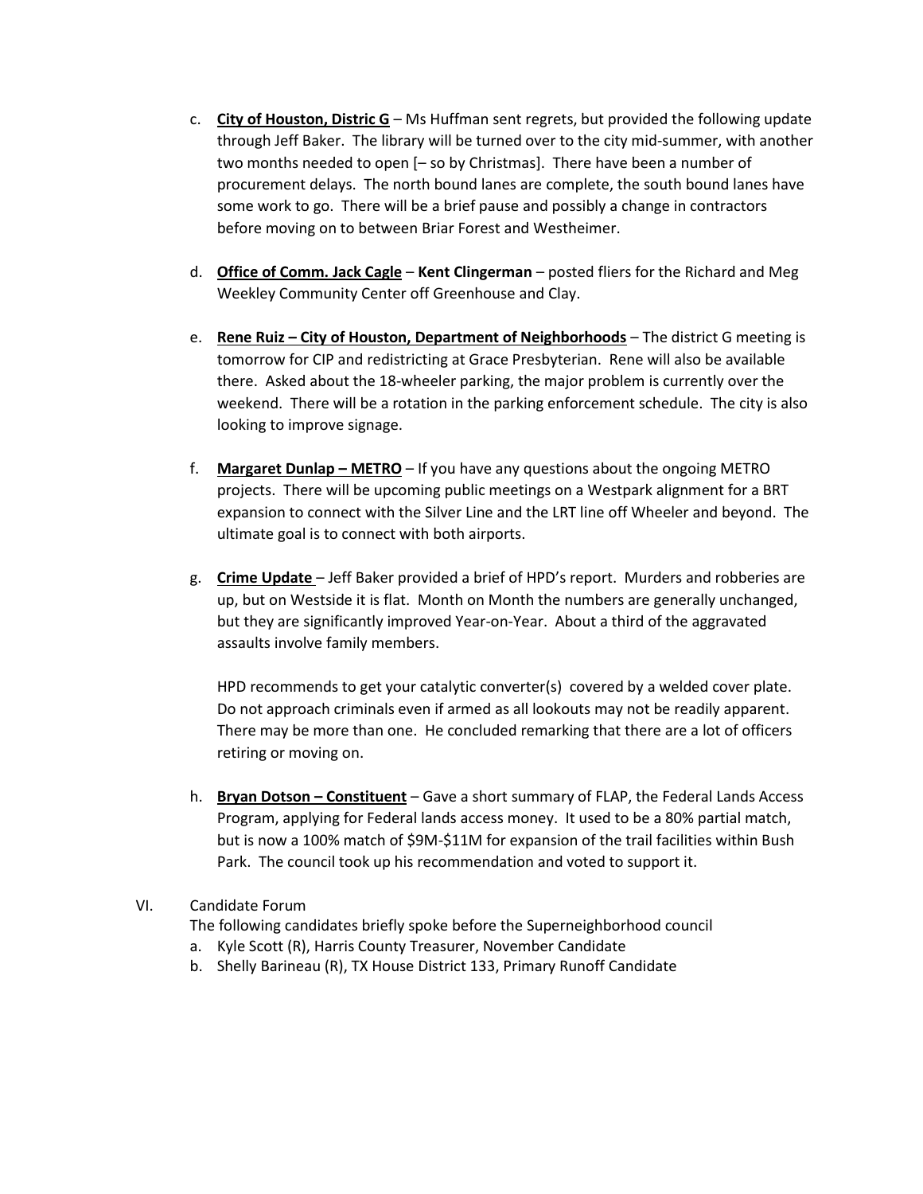c. **<u>City of Houston, Distric G</u>** – Ms Huffman sent regrets, but provided the following update through Jeff Baker. The library will be turned over to the city mid-summer, with another two months needed to open [– so by Christmas]. There have been a number of procurement delays. The north bound lanes are complete, the south bound lanes have some work to go. There will be a brief pause and possibly a change in contractors before moving on to between Briar Forest and Westheimer.

d. **<u>Office of Comm. Jack Cagle</u>** – **Kent Clingerman** – posted fliers for the Richard and Meg Weekley Community Center off Greenhouse and Clay.

e. **<u>Rene Ruiz – City of Houston, Department of Neighborhoods</u>** – The district G meeting is tomorrow for CIP and redistricting at Grace Presbyterian. Rene will also be available there. Asked about the 18-wheeler parking, the major problem is currently over the weekend. There will be a rotation in the parking enforcement schedule. The city is also looking to improve signage.

f. **<u>Margaret Dunlap – METRO</u>** – If you have any questions about the ongoing METRO projects. There will be upcoming public meetings on a Westpark alignment for a BRT expansion to connect with the Silver Line and the LRT line off Wheeler and beyond. The ultimate goal is to connect with both airports.

g. **<u>Crime Update</u>** – Jeff Baker provided a brief of HPD's report. Murders and robberies are up, but on Westside it is flat. Month on Month the numbers are generally unchanged, but they are significantly improved Year-on-Year. About a third of the aggravated assaults involve family members.

   HPD recommends to get your catalytic converter(s) covered by a welded cover plate. Do not approach criminals even if armed as all lookouts may not be readily apparent. There may be more than one. He concluded remarking that there are a lot of officers retiring or moving on.

h. **<u>Bryan Dotson – Constituent</u>** – Gave a short summary of FLAP, the Federal Lands Access Program, applying for Federal lands access money. It used to be a 80% partial match, but is now a 100% match of $9M-$11M for expansion of the trail facilities within Bush Park. The council took up his recommendation and voted to support it.

VI. Candidate Forum

The following candidates briefly spoke before the Superneighborhood council

a. Kyle Scott (R), Harris County Treasurer, November Candidate
b. Shelly Barineau (R), TX House District 133, Primary Runoff Candidate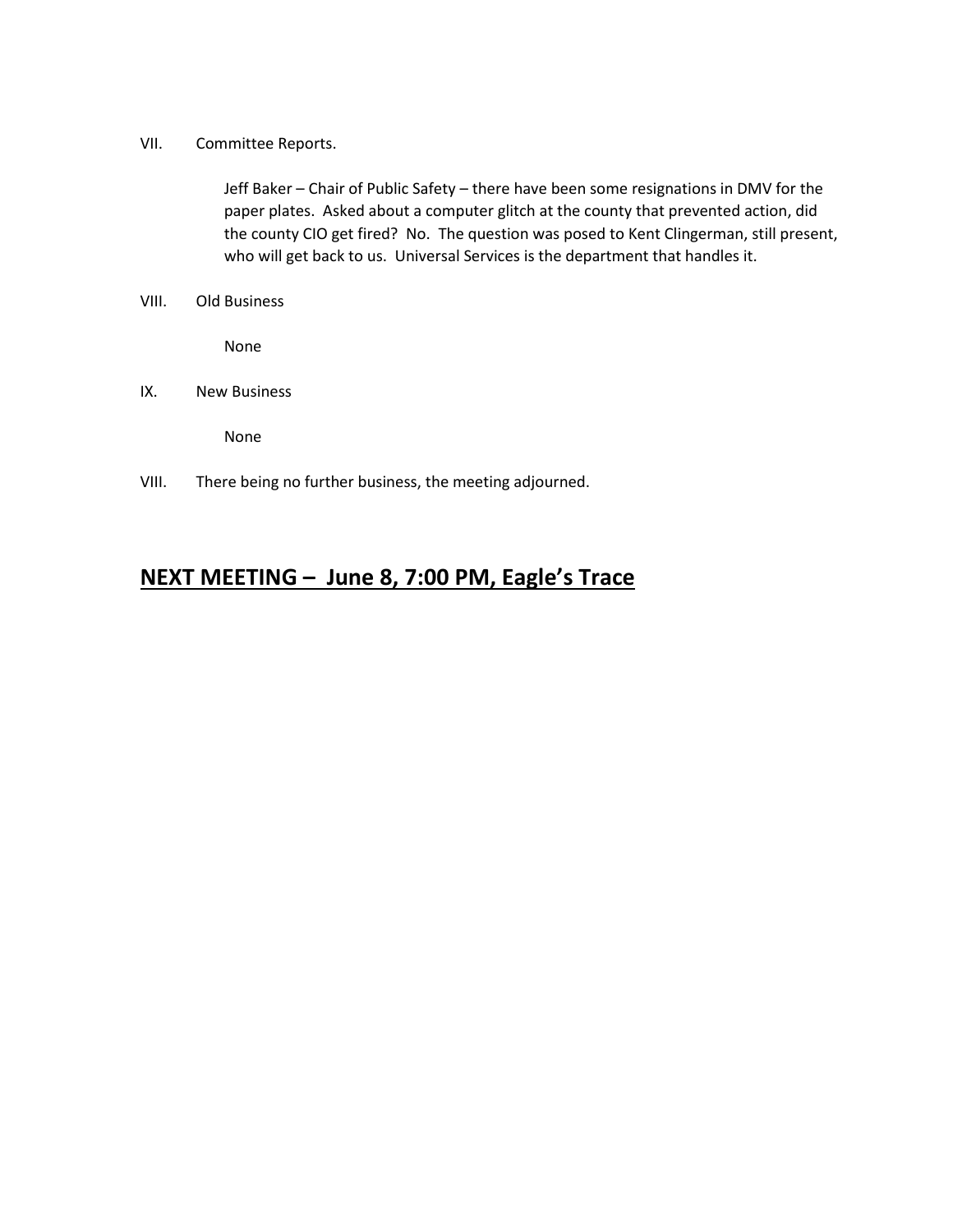VII. Committee Reports.

Jeff Baker – Chair of Public Safety – there have been some resignations in DMV for the paper plates. Asked about a computer glitch at the county that prevented action, did the county CIO get fired? No. The question was posed to Kent Clingerman, still present, who will get back to us. Universal Services is the department that handles it.

VIII. Old Business

None

IX. New Business

None

VIII. There being no further business, the meeting adjourned.

## **NEXT MEETING – June 8, 7:00 PM, Eagle's Trace**